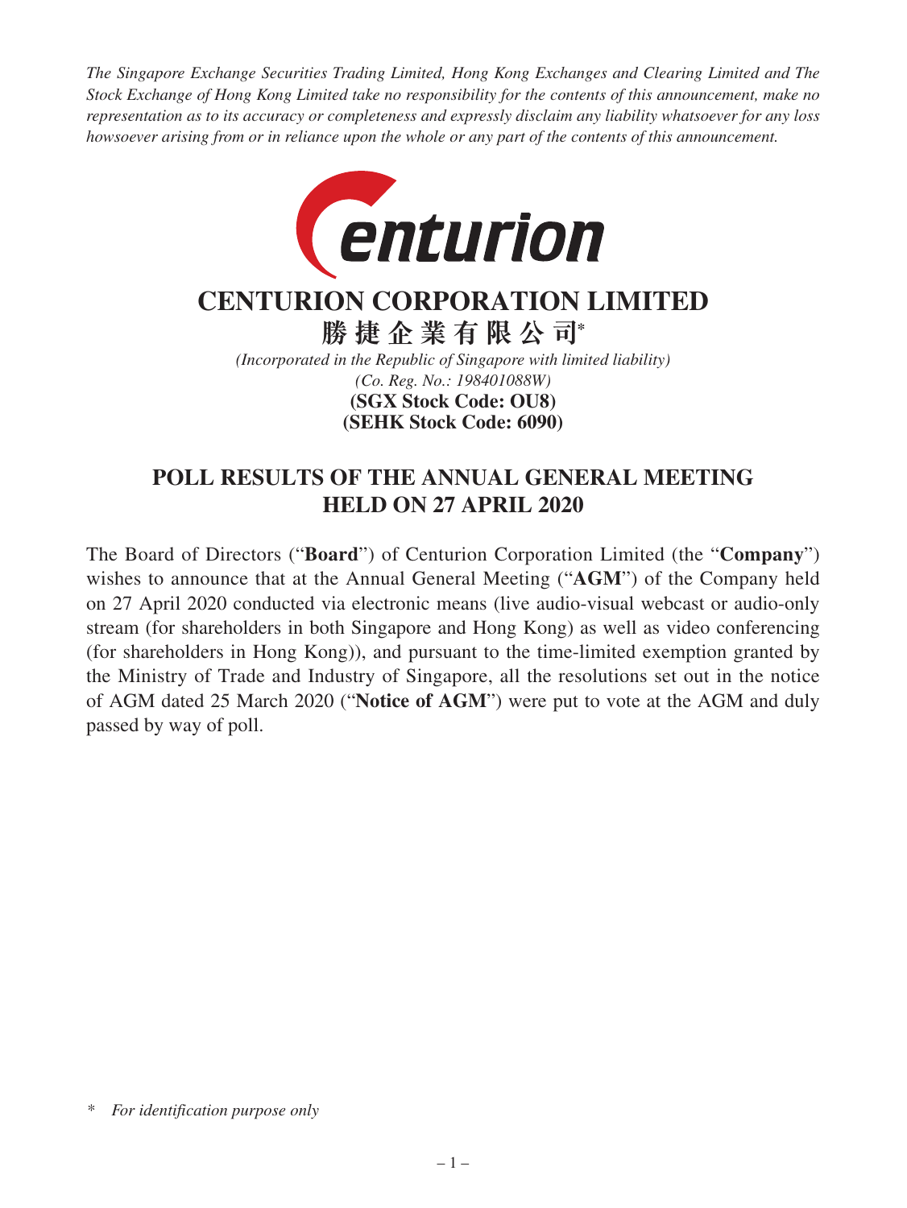*The Singapore Exchange Securities Trading Limited, Hong Kong Exchanges and Clearing Limited and The Stock Exchange of Hong Kong Limited take no responsibility for the contents of this announcement, make no representation as to its accuracy or completeness and expressly disclaim any liability whatsoever for any loss howsoever arising from or in reliance upon the whole or any part of the contents of this announcement.*

# CENTURION CORPORATION LIMITED

# 勝捷企業有限公司*

*(Incorporated in the Republic of Singapore with limited liability)*
*(Co. Reg. No.: 198401088W)*
**(SGX Stock Code: OU8)**
**(SEHK Stock Code: 6090)**

## POLL RESULTS OF THE ANNUAL GENERAL MEETING HELD ON 27 APRIL 2020

The Board of Directors ("**Board**") of Centurion Corporation Limited (the "**Company**") wishes to announce that at the Annual General Meeting ("**AGM**") of the Company held on 27 April 2020 conducted via electronic means (live audio-visual webcast or audio-only stream (for shareholders in both Singapore and Hong Kong) as well as video conferencing (for shareholders in Hong Kong)), and pursuant to the time-limited exemption granted by the Ministry of Trade and Industry of Singapore, all the resolutions set out in the notice of AGM dated 25 March 2020 ("**Notice of AGM**") were put to vote at the AGM and duly passed by way of poll.

\* *For identification purpose only*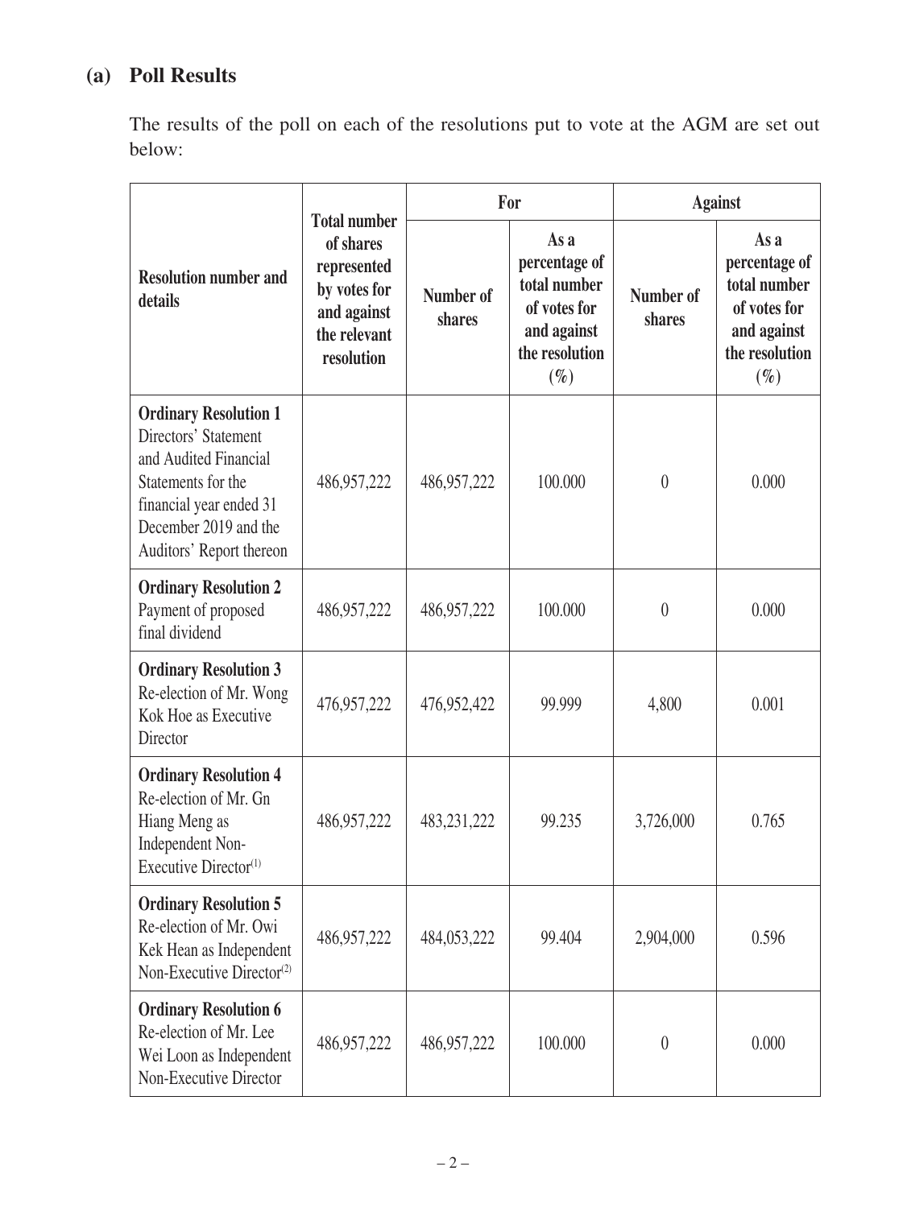## (a) Poll Results

The results of the poll on each of the resolutions put to vote at the AGM are set out below:

| Resolution number and details | Total number of shares represented by votes for and against the relevant resolution | For | | Against | |
|---|---|---|---|---|---|
| | | Number of shares | As a percentage of total number of votes for and against the resolution (%) | Number of shares | As a percentage of total number of votes for and against the resolution (%) |
| **Ordinary Resolution 1** Directors' Statement and Audited Financial Statements for the financial year ended 31 December 2019 and the Auditors' Report thereon | 486,957,222 | 486,957,222 | 100.000 | 0 | 0.000 |
| **Ordinary Resolution 2** Payment of proposed final dividend | 486,957,222 | 486,957,222 | 100.000 | 0 | 0.000 |
| **Ordinary Resolution 3** Re-election of Mr. Wong Kok Hoe as Executive Director | 476,957,222 | 476,952,422 | 99.999 | 4,800 | 0.001 |
| **Ordinary Resolution 4** Re-election of Mr. Gn Hiang Meng as Independent Non-Executive Director(1) | 486,957,222 | 483,231,222 | 99.235 | 3,726,000 | 0.765 |
| **Ordinary Resolution 5** Re-election of Mr. Owi Kek Hean as Independent Non-Executive Director(2) | 486,957,222 | 484,053,222 | 99.404 | 2,904,000 | 0.596 |
| **Ordinary Resolution 6** Re-election of Mr. Lee Wei Loon as Independent Non-Executive Director | 486,957,222 | 486,957,222 | 100.000 | 0 | 0.000 |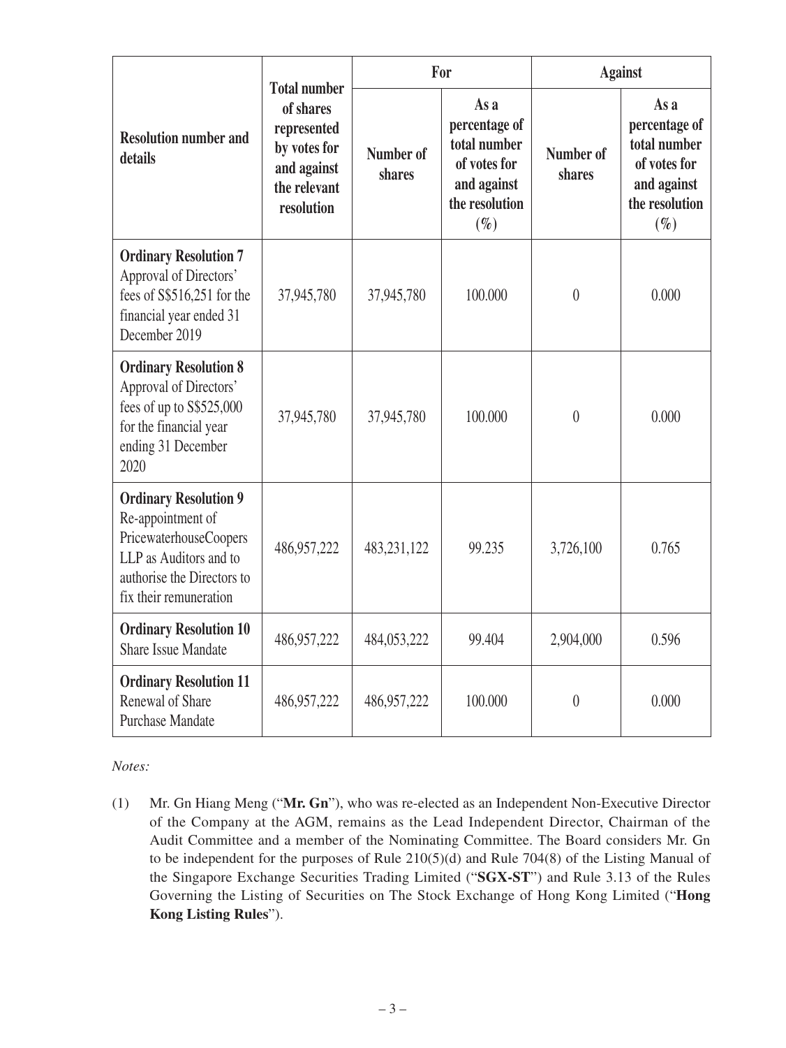| Resolution number and details | Total number of shares represented by votes for and against the relevant resolution | For | | Against | |
|---|---|---|---|---|---|
| | | Number of shares | As a percentage of total number of votes for and against the resolution (%) | Number of shares | As a percentage of total number of votes for and against the resolution (%) |
| **Ordinary Resolution 7** Approval of Directors' fees of S$516,251 for the financial year ended 31 December 2019 | 37,945,780 | 37,945,780 | 100.000 | 0 | 0.000 |
| **Ordinary Resolution 8** Approval of Directors' fees of up to S$525,000 for the financial year ending 31 December 2020 | 37,945,780 | 37,945,780 | 100.000 | 0 | 0.000 |
| **Ordinary Resolution 9** Re-appointment of PricewaterhouseCoopers LLP as Auditors and to authorise the Directors to fix their remuneration | 486,957,222 | 483,231,122 | 99.235 | 3,726,100 | 0.765 |
| **Ordinary Resolution 10** Share Issue Mandate | 486,957,222 | 484,053,222 | 99.404 | 2,904,000 | 0.596 |
| **Ordinary Resolution 11** Renewal of Share Purchase Mandate | 486,957,222 | 486,957,222 | 100.000 | 0 | 0.000 |

*Notes:*

(1) Mr. Gn Hiang Meng ("**Mr. Gn**"), who was re-elected as an Independent Non-Executive Director of the Company at the AGM, remains as the Lead Independent Director, Chairman of the Audit Committee and a member of the Nominating Committee. The Board considers Mr. Gn to be independent for the purposes of Rule 210(5)(d) and Rule 704(8) of the Listing Manual of the Singapore Exchange Securities Trading Limited ("**SGX-ST**") and Rule 3.13 of the Rules Governing the Listing of Securities on The Stock Exchange of Hong Kong Limited ("**Hong Kong Listing Rules**").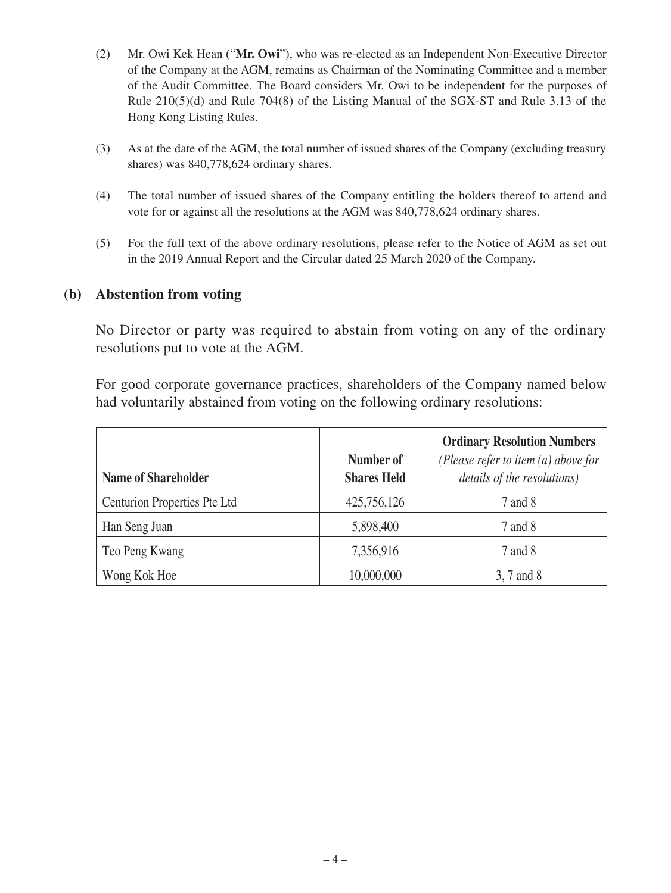(2) Mr. Owi Kek Hean ("**Mr. Owi**"), who was re-elected as an Independent Non-Executive Director of the Company at the AGM, remains as Chairman of the Nominating Committee and a member of the Audit Committee. The Board considers Mr. Owi to be independent for the purposes of Rule 210(5)(d) and Rule 704(8) of the Listing Manual of the SGX-ST and Rule 3.13 of the Hong Kong Listing Rules.

(3) As at the date of the AGM, the total number of issued shares of the Company (excluding treasury shares) was 840,778,624 ordinary shares.

(4) The total number of issued shares of the Company entitling the holders thereof to attend and vote for or against all the resolutions at the AGM was 840,778,624 ordinary shares.

(5) For the full text of the above ordinary resolutions, please refer to the Notice of AGM as set out in the 2019 Annual Report and the Circular dated 25 March 2020 of the Company.

## (b) Abstention from voting

No Director or party was required to abstain from voting on any of the ordinary resolutions put to vote at the AGM.

For good corporate governance practices, shareholders of the Company named below had voluntarily abstained from voting on the following ordinary resolutions:

| Name of Shareholder | Number of Shares Held | Ordinary Resolution Numbers *(Please refer to item (a) above for details of the resolutions)* |
|---|---|---|
| Centurion Properties Pte Ltd | 425,756,126 | 7 and 8 |
| Han Seng Juan | 5,898,400 | 7 and 8 |
| Teo Peng Kwang | 7,356,916 | 7 and 8 |
| Wong Kok Hoe | 10,000,000 | 3, 7 and 8 |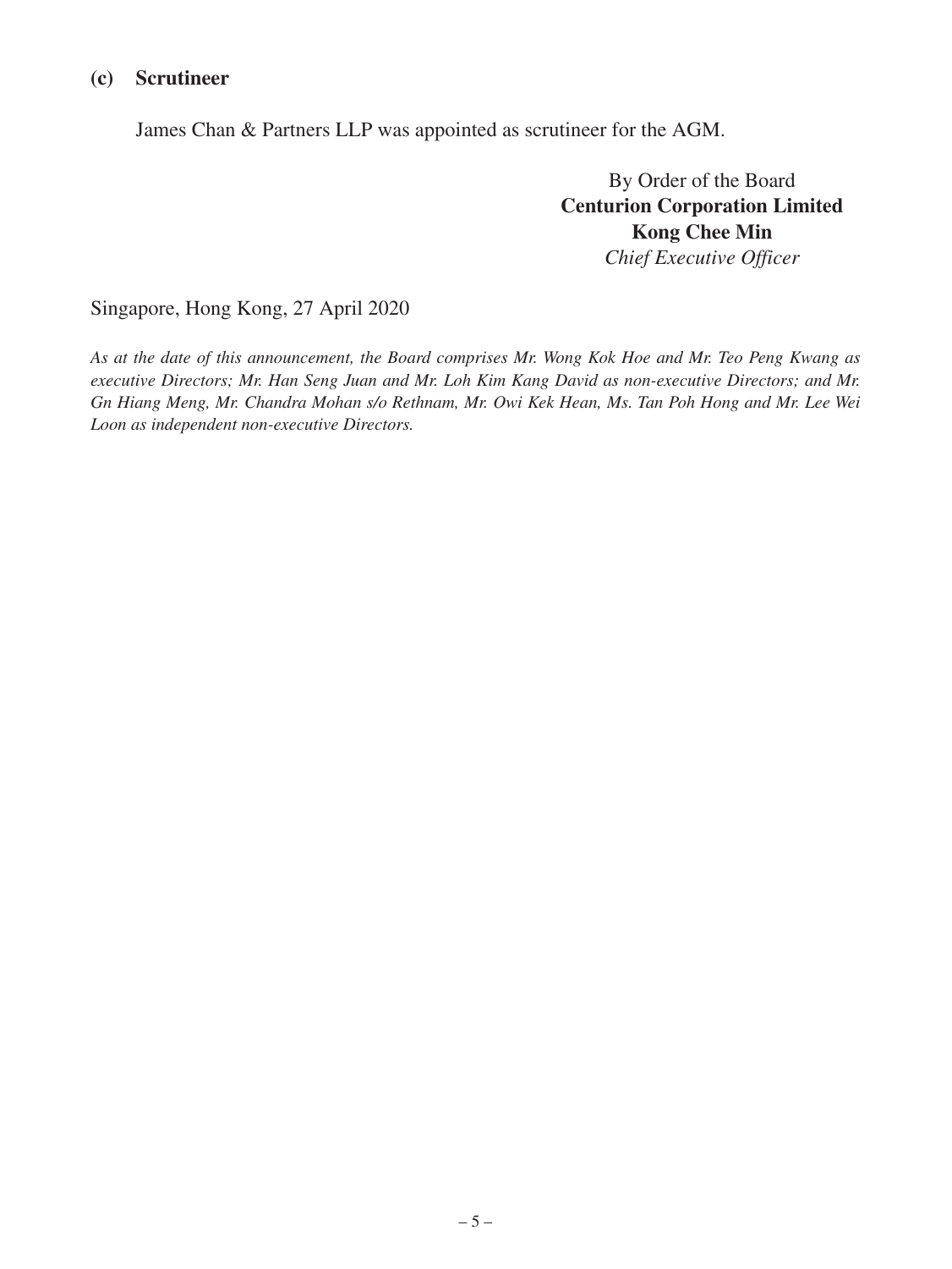**(c) Scrutineer**

James Chan & Partners LLP was appointed as scrutineer for the AGM.

By Order of the Board
**Centurion Corporation Limited**
**Kong Chee Min**
*Chief Executive Officer*

Singapore, Hong Kong, 27 April 2020

*As at the date of this announcement, the Board comprises Mr. Wong Kok Hoe and Mr. Teo Peng Kwang as executive Directors; Mr. Han Seng Juan and Mr. Loh Kim Kang David as non-executive Directors; and Mr. Gn Hiang Meng, Mr. Chandra Mohan s/o Rethnam, Mr. Owi Kek Hean, Ms. Tan Poh Hong and Mr. Lee Wei Loon as independent non-executive Directors.*